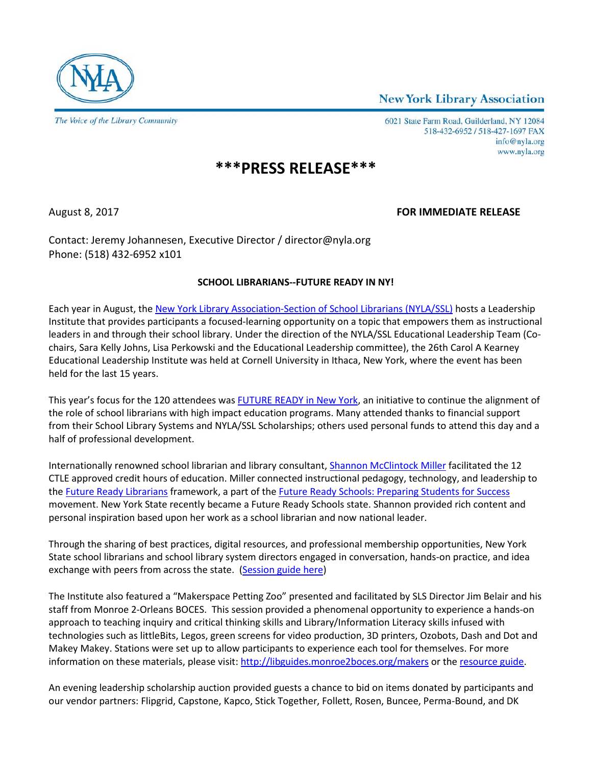NYLA

New York Library Association

*The Voice of the Library Community*

6021 State Farm Road, Guilderland, NY 12084
518-432-6952 / 518-427-1697 FAX
info@nyla.org
www.nyla.org

# ***PRESS RELEASE***

August 8, 2017 **FOR IMMEDIATE RELEASE**

Contact: Jeremy Johannesen, Executive Director / director@nyla.org
Phone: (518) 432-6952 x101

**SCHOOL LIBRARIANS--FUTURE READY IN NY!**

Each year in August, the [New York Library Association-Section of School Librarians (NYLA/SSL)] hosts a Leadership Institute that provides participants a focused-learning opportunity on a topic that empowers them as instructional leaders in and through their school library. Under the direction of the NYLA/SSL Educational Leadership Team (Co-chairs, Sara Kelly Johns, Lisa Perkowski and the Educational Leadership committee), the 26th Carol A Kearney Educational Leadership Institute was held at Cornell University in Ithaca, New York, where the event has been held for the last 15 years.

This year's focus for the 120 attendees was [FUTURE READY in New York], an initiative to continue the alignment of the role of school librarians with high impact education programs. Many attended thanks to financial support from their School Library Systems and NYLA/SSL Scholarships; others used personal funds to attend this day and a half of professional development.

Internationally renowned school librarian and library consultant, [Shannon McClintock Miller] facilitated the 12 CTLE approved credit hours of education. Miller connected instructional pedagogy, technology, and leadership to the [Future Ready Librarians] framework, a part of the [Future Ready Schools: Preparing Students for Success] movement. New York State recently became a Future Ready Schools state. Shannon provided rich content and personal inspiration based upon her work as a school librarian and now national leader.

Through the sharing of best practices, digital resources, and professional membership opportunities, New York State school librarians and school library system directors engaged in conversation, hands-on practice, and idea exchange with peers from across the state. ([Session guide here])

The Institute also featured a "Makerspace Petting Zoo" presented and facilitated by SLS Director Jim Belair and his staff from Monroe 2-Orleans BOCES. This session provided a phenomenal opportunity to experience a hands-on approach to teaching inquiry and critical thinking skills and Library/Information Literacy skills infused with technologies such as littleBits, Legos, green screens for video production, 3D printers, Ozobots, Dash and Dot and Makey Makey. Stations were set up to allow participants to experience each tool for themselves. For more information on these materials, please visit: http://libguides.monroe2boces.org/makers or the [resource guide].

An evening leadership scholarship auction provided guests a chance to bid on items donated by participants and our vendor partners: Flipgrid, Capstone, Kapco, Stick Together, Follett, Rosen, Buncee, Perma-Bound, and DK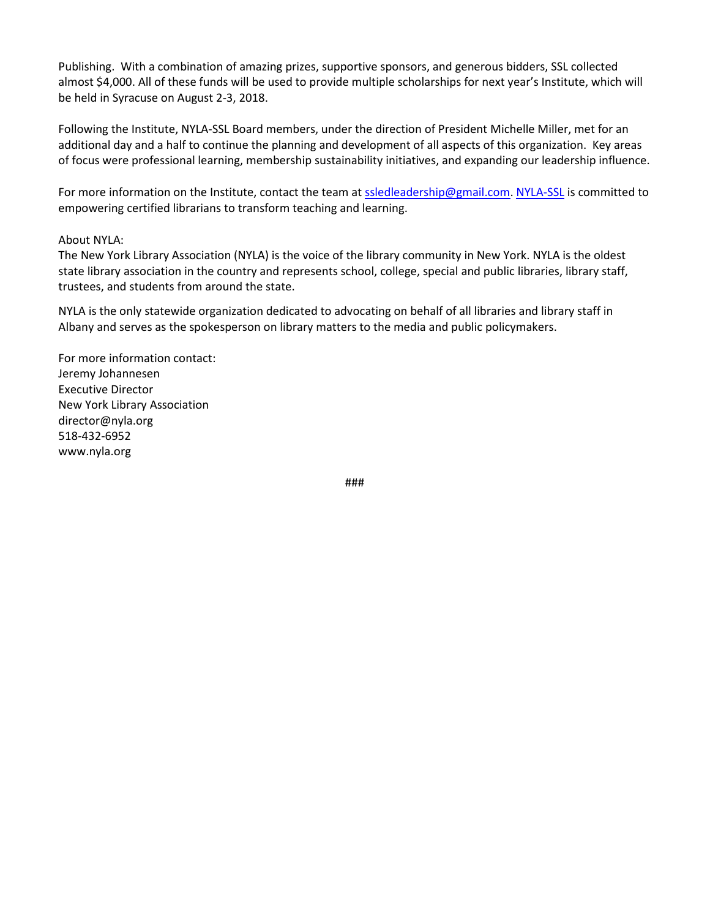Publishing. With a combination of amazing prizes, supportive sponsors, and generous bidders, SSL collected almost $4,000. All of these funds will be used to provide multiple scholarships for next year's Institute, which will be held in Syracuse on August 2-3, 2018.

Following the Institute, NYLA-SSL Board members, under the direction of President Michelle Miller, met for an additional day and a half to continue the planning and development of all aspects of this organization. Key areas of focus were professional learning, membership sustainability initiatives, and expanding our leadership influence.

For more information on the Institute, contact the team at [ssledleadership@gmail.com](mailto:ssledleadership@gmail.com). [NYLA-SSL]() is committed to empowering certified librarians to transform teaching and learning.

About NYLA:
The New York Library Association (NYLA) is the voice of the library community in New York. NYLA is the oldest state library association in the country and represents school, college, special and public libraries, library staff, trustees, and students from around the state.

NYLA is the only statewide organization dedicated to advocating on behalf of all libraries and library staff in Albany and serves as the spokesperson on library matters to the media and public policymakers.

For more information contact:
Jeremy Johannesen
Executive Director
New York Library Association
director@nyla.org
518-432-6952
www.nyla.org

###